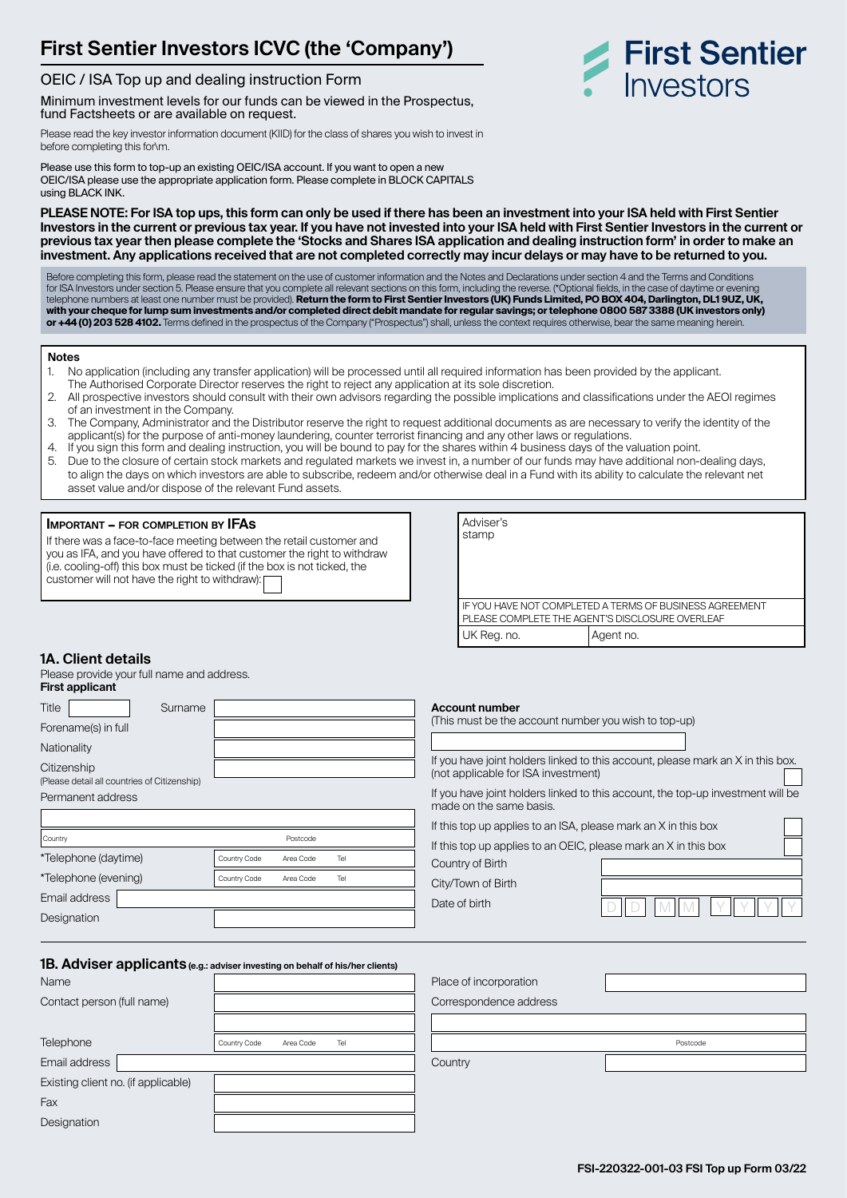# First Sentier Investors ICVC (the 'Company')

First Sentier Investors

## OEIC / ISA Top up and dealing instruction Form

Minimum investment levels for our funds can be viewed in the Prospectus, fund Factsheets or are available on request.

Please read the key investor information document (KIID) for the class of shares you wish to invest in before completing this for\m.

Please use this form to top-up an existing OEIC/ISA account. If you want to open a new OEIC/ISA please use the appropriate application form. Please complete in BLOCK CAPITALS using BLACK INK.

**PLEASE NOTE: For ISA top ups, this form can only be used if there has been an investment into your ISA held with First Sentier Investors in the current or previous tax year. If you have not invested into your ISA held with First Sentier Investors in the current or previous tax year then please complete the 'Stocks and Shares ISA application and dealing instruction form' in order to make an investment. Any applications received that are not completed correctly may incur delays or may have to be returned to you.**

Before completing this form, please read the statement on the use of customer information and the Notes and Declarations under section 4 and the Terms and Conditions for ISA Investors under section 5. Please ensure that you complete all relevant sections on this form, including the reverse. (*Optional fields, in the case of daytime or evening telephone numbers at least one number must be provided). **Return the form to First Sentier Investors (UK) Funds Limited, PO BOX 404, Darlington, DL1 9UZ, UK, with your cheque for lump sum investments and/or completed direct debit mandate for regular savings; or telephone 0800 587 3388 (UK investors only) or +44 (0) 203 528 4102.** Terms defined in the prospectus of the Company ("Prospectus") shall, unless the context requires otherwise, bear the same meaning herein.

**Notes**

1. No application (including any transfer application) will be processed until all required information has been provided by the applicant. The Authorised Corporate Director reserves the right to reject any application at its sole discretion.
2. All prospective investors should consult with their own advisors regarding the possible implications and classifications under the AEOI regimes of an investment in the Company.
3. The Company, Administrator and the Distributor reserve the right to request additional documents as are necessary to verify the identity of the applicant(s) for the purpose of anti-money laundering, counter terrorist financing and any other laws or regulations.
4. If you sign this form and dealing instruction, you will be bound to pay for the shares within 4 business days of the valuation point.
5. Due to the closure of certain stock markets and regulated markets we invest in, a number of our funds may have additional non-dealing days, to align the days on which investors are able to subscribe, redeem and/or otherwise deal in a Fund with its ability to calculate the relevant net asset value and/or dispose of the relevant Fund assets.

**IMPORTANT – FOR COMPLETION BY IFAs**

If there was a face-to-face meeting between the retail customer and you as IFA, and you have offered to that customer the right to withdraw (i.e. cooling-off) this box must be ticked (if the box is not ticked, the customer will not have the right to withdraw): ☐

Adviser's stamp

IF YOU HAVE NOT COMPLETED A TERMS OF BUSINESS AGREEMENT PLEASE COMPLETE THE AGENT'S DISCLOSURE OVERLEAF

| UK Reg. no. | Agent no. |
|---|---|

## 1A. Client details

Please provide your full name and address.

**First applicant**

Title ______ Surname ______

Forename(s) in full ______

Nationality ______

Citizenship ______
(Please detail all countries of Citizenship)

Permanent address ______

Country ______ Postcode ______

*Telephone (daytime) Country Code ___ Area Code ___ Tel ___

*Telephone (evening) Country Code ___ Area Code ___ Tel ___

Email address ______

Designation ______

**Account number**
(This must be the account number you wish to top-up)

______

If you have joint holders linked to this account, please mark an X in this box. (not applicable for ISA investment) ☐

If you have joint holders linked to this account, the top-up investment will be made on the same basis.

If this top up applies to an ISA, please mark an X in this box ☐

If this top up applies to an OEIC, please mark an X in this box ☐

Country of Birth ______

City/Town of Birth ______

Date of birth D D M M Y Y Y Y

## 1B. Adviser applicants (e.g.: adviser investing on behalf of his/her clients)

Name ______

Contact person (full name) ______

Telephone Country Code ___ Area Code ___ Tel ___

Email address ______

Existing client no. (if applicable) ______

Fax ______

Designation ______

Place of incorporation ______

Correspondence address ______

Postcode ______

Country ______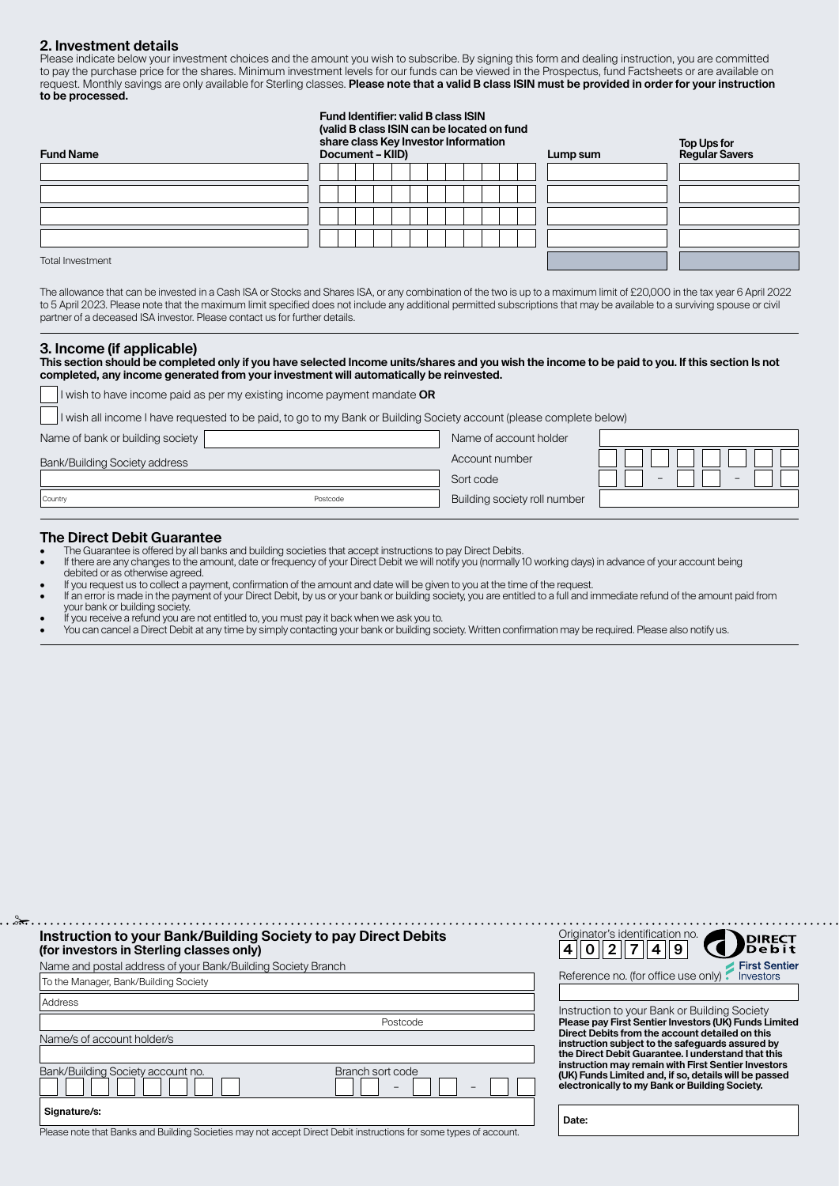## 2. Investment details

Please indicate below your investment choices and the amount you wish to subscribe. By signing this form and dealing instruction, you are committed to pay the purchase price for the shares. Minimum investment levels for our funds can be viewed in the Prospectus, fund Factsheets or are available on request. Monthly savings are only available for Sterling classes. **Please note that a valid B class ISIN must be provided in order for your instruction to be processed.**

| Fund Name | Fund Identifier: valid B class ISIN (valid B class ISIN can be located on fund share class Key Investor Information Document – KIID) | Lump sum | Top Ups for Regular Savers |
|---|---|---|---|
| | | | |
| | | | |
| | | | |
| | | | |
| Total Investment | | | |

The allowance that can be invested in a Cash ISA or Stocks and Shares ISA, or any combination of the two is up to a maximum limit of £20,000 in the tax year 6 April 2022 to 5 April 2023. Please note that the maximum limit specified does not include any additional permitted subscriptions that may be available to a surviving spouse or civil partner of a deceased ISA investor. Please contact us for further details.

## 3. Income (if applicable)

**This section should be completed only if you have selected Income units/shares and you wish the income to be paid to you. If this section Is not completed, any income generated from your investment will automatically be reinvested.**

☐ I wish to have income paid as per my existing income payment mandate **OR**

☐ I wish all income I have requested to be paid, to go to my Bank or Building Society account (please complete below)

| | | | |
|---|---|---|---|
| Name of bank or building society | | Name of account holder | |
| Bank/Building Society address | | Account number | |
| | | Sort code | – – |
| Country | Postcode | Building society roll number | |

## The Direct Debit Guarantee

- The Guarantee is offered by all banks and building societies that accept instructions to pay Direct Debits.
- If there are any changes to the amount, date or frequency of your Direct Debit we will notify you (normally 10 working days) in advance of your account being debited or as otherwise agreed.
- If you request us to collect a payment, confirmation of the amount and date will be given to you at the time of the request.
- If an error is made in the payment of your Direct Debit, by us or your bank or building society, you are entitled to a full and immediate refund of the amount paid from your bank or building society.
- If you receive a refund you are not entitled to, you must pay it back when we ask you to.
- You can cancel a Direct Debit at any time by simply contacting your bank or building society. Written confirmation may be required. Please also notify us.

## Instruction to your Bank/Building Society to pay Direct Debits (for investors in Sterling classes only)

Originator's identification no. 4 0 2 7 4 9

DIRECT Debit

First Sentier Investors

Name and postal address of your Bank/Building Society Branch

To the Manager, Bank/Building Society

Address

Postcode

Name/s of account holder/s

Bank/Building Society account no.

Branch sort code – –

**Signature/s:**

Reference no. (for office use only)

Instruction to your Bank or Building Society

**Please pay First Sentier Investors (UK) Funds Limited Direct Debits from the account detailed on this instruction subject to the safeguards assured by the Direct Debit Guarantee. I understand that this instruction may remain with First Sentier Investors (UK) Funds Limited and, if so, details will be passed electronically to my Bank or Building Society.**

**Date:**

Please note that Banks and Building Societies may not accept Direct Debit instructions for some types of account.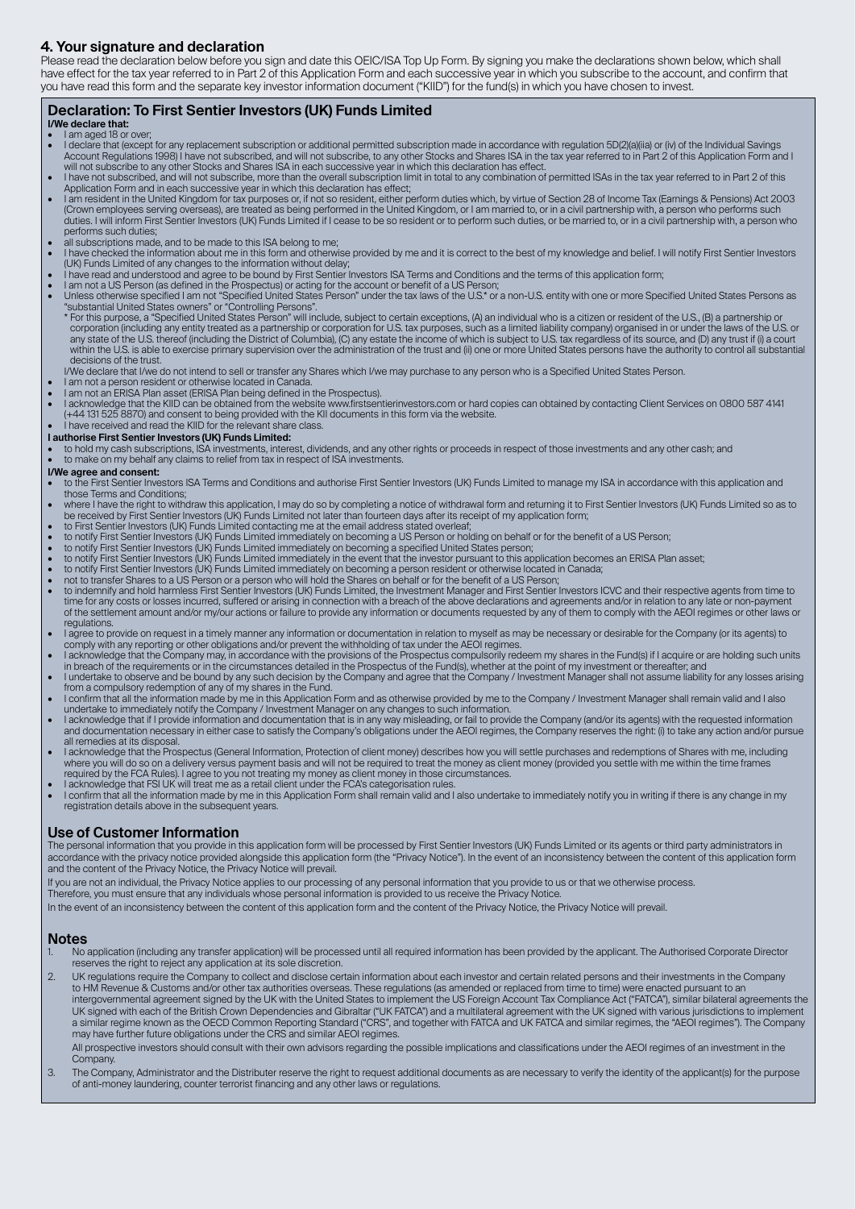## 4. Your signature and declaration

Please read the declaration below before you sign and date this OEIC/ISA Top Up Form. By signing you make the declarations shown below, which shall have effect for the tax year referred to in Part 2 of this Application Form and each successive year in which you subscribe to the account, and confirm that you have read this form and the separate key investor information document ("KIID") for the fund(s) in which you have chosen to invest.

### Declaration: To First Sentier Investors (UK) Funds Limited

**I/We declare that:**

- I am aged 18 or over;
- I declare that (except for any replacement subscription or additional permitted subscription made in accordance with regulation 5D(2)(a)(iia) or (iv) of the Individual Savings Account Regulations 1998) I have not subscribed, and will not subscribe, to any other Stocks and Shares ISA in the tax year referred to in Part 2 of this Application Form and I will not subscribe to any other Stocks and Shares ISA in each successive year in which this declaration has effect.
- I have not subscribed, and will not subscribe, more than the overall subscription limit in total to any combination of permitted ISAs in the tax year referred to in Part 2 of this Application Form and in each successive year in which this declaration has effect;
- I am resident in the United Kingdom for tax purposes or, if not so resident, either perform duties which, by virtue of Section 28 of Income Tax (Earnings & Pensions) Act 2003 (Crown employees serving overseas), are treated as being performed in the United Kingdom, or I am married to, or in a civil partnership with, a person who performs such duties. I will inform First Sentier Investors (UK) Funds Limited if I cease to be so resident or to perform such duties, or be married to, or in a civil partnership with, a person who performs such duties;
- all subscriptions made, and to be made to this ISA belong to me;
- I have checked the information about me in this form and otherwise provided by me and it is correct to the best of my knowledge and belief. I will notify First Sentier Investors (UK) Funds Limited of any changes to the information without delay;
- I have read and understood and agree to be bound by First Sentier Investors ISA Terms and Conditions and the terms of this application form;
- I am not a US Person (as defined in the Prospectus) or acting for the account or benefit of a US Person;
- Unless otherwise specified I am not "Specified United States Person" under the tax laws of the U.S.* or a non-U.S. entity with one or more Specified United States Persons as "substantial United States owners" or "Controlling Persons".
  - \* For this purpose, a "Specified United States Person" will include, subject to certain exceptions, (A) an individual who is a citizen or resident of the U.S., (B) a partnership or corporation (including any entity treated as a partnership or corporation for U.S. tax purposes, such as a limited liability company) organised in or under the laws of the U.S. or any state of the U.S. thereof (including the District of Columbia), (C) any estate the income of which is subject to U.S. tax regardless of its source, and (D) any trust if (i) a court within the U.S. is able to exercise primary supervision over the administration of the trust and (ii) one or more United States persons have the authority to control all substantial decisions of the trust.

  I/We declare that I/we do not intend to sell or transfer any Shares which I/we may purchase to any person who is a Specified United States Person.
- I am not a person resident or otherwise located in Canada.
- I am not an ERISA Plan asset (ERISA Plan being defined in the Prospectus).
- I acknowledge that the KIID can be obtained from the website www.firstsentierinvestors.com or hard copies can obtained by contacting Client Services on 0800 587 4141 (+44 131 525 8870) and consent to being provided with the KII documents in this form via the website.
- I have received and read the KIID for the relevant share class.

**I authorise First Sentier Investors (UK) Funds Limited:**

- to hold my cash subscriptions, ISA investments, interest, dividends, and any other rights or proceeds in respect of those investments and any other cash; and
- to make on my behalf any claims to relief from tax in respect of ISA investments.

**I/We agree and consent:**

- to the First Sentier Investors ISA Terms and Conditions and authorise First Sentier Investors (UK) Funds Limited to manage my ISA in accordance with this application and those Terms and Conditions;
- where I have the right to withdraw this application, I may do so by completing a notice of withdrawal form and returning it to First Sentier Investors (UK) Funds Limited so as to be received by First Sentier Investors (UK) Funds Limited not later than fourteen days after its receipt of my application form;
- to First Sentier Investors (UK) Funds Limited contacting me at the email address stated overleaf;
- to notify First Sentier Investors (UK) Funds Limited immediately on becoming a US Person or holding on behalf or for the benefit of a US Person;
- to notify First Sentier Investors (UK) Funds Limited immediately on becoming a specified United States person;
- to notify First Sentier Investors (UK) Funds Limited immediately in the event that the investor pursuant to this application becomes an ERISA Plan asset;
- to notify First Sentier Investors (UK) Funds Limited immediately on becoming a person resident or otherwise located in Canada;
- not to transfer Shares to a US Person or a person who will hold the Shares on behalf or for the benefit of a US Person;
- to indemnify and hold harmless First Sentier Investors (UK) Funds Limited, the Investment Manager and First Sentier Investors ICVC and their respective agents from time to time for any costs or losses incurred, suffered or arising in connection with a breach of the above declarations and agreements and/or in relation to any late or non-payment of the settlement amount and/or my/our actions or failure to provide any information or documents requested by any of them to comply with the AEOI regimes or other laws or regulations.
- I agree to provide on request in a timely manner any information or documentation in relation to myself as may be necessary or desirable for the Company (or its agents) to comply with any reporting or other obligations and/or prevent the withholding of tax under the AEOI regimes.
- I acknowledge that the Company may, in accordance with the provisions of the Prospectus compulsorily redeem my shares in the Fund(s) if I acquire or are holding such units in breach of the requirements or in the circumstances detailed in the Prospectus of the Fund(s), whether at the point of my investment or thereafter; and
- I undertake to observe and be bound by any such decision by the Company and agree that the Company / Investment Manager shall not assume liability for any losses arising from a compulsory redemption of any of my shares in the Fund.
- I confirm that all the information made by me in this Application Form and as otherwise provided by me to the Company / Investment Manager shall remain valid and I also undertake to immediately notify the Company / Investment Manager on any changes to such information.
- I acknowledge that if I provide information and documentation that is in any way misleading, or fail to provide the Company (and/or its agents) with the requested information and documentation necessary in either case to satisfy the Company's obligations under the AEOI regimes, the Company reserves the right: (i) to take any action and/or pursue all remedies at its disposal.
- I acknowledge that the Prospectus (General Information, Protection of client money) describes how you will settle purchases and redemptions of Shares with me, including where you will do so on a delivery versus payment basis and will not be required to treat the money as client money (provided you settle with me within the time frames required by the FCA Rules). I agree to you not treating my money as client money in those circumstances.
- I acknowledge that FSI UK will treat me as a retail client under the FCA's categorisation rules.
- I confirm that all the information made by me in this Application Form shall remain valid and I also undertake to immediately notify you in writing if there is any change in my registration details above in the subsequent years.

### Use of Customer Information

The personal information that you provide in this application form will be processed by First Sentier Investors (UK) Funds Limited or its agents or third party administrators in accordance with the privacy notice provided alongside this application form (the "Privacy Notice"). In the event of an inconsistency between the content of this application form and the content of the Privacy Notice, the Privacy Notice will prevail.

If you are not an individual, the Privacy Notice applies to our processing of any personal information that you provide to us or that we otherwise process.

Therefore, you must ensure that any individuals whose personal information is provided to us receive the Privacy Notice.

In the event of an inconsistency between the content of this application form and the content of the Privacy Notice, the Privacy Notice will prevail.

### Notes

1. No application (including any transfer application) will be processed until all required information has been provided by the applicant. The Authorised Corporate Director reserves the right to reject any application at its sole discretion.
2. UK regulations require the Company to collect and disclose certain information about each investor and certain related persons and their investments in the Company to HM Revenue & Customs and/or other tax authorities overseas. These regulations (as amended or replaced from time to time) were enacted pursuant to an intergovernmental agreement signed by the UK with the United States to implement the US Foreign Account Tax Compliance Act ("FATCA"), similar bilateral agreements the UK signed with each of the British Crown Dependencies and Gibraltar ("UK FATCA") and a multilateral agreement with the UK signed with various jurisdictions to implement a similar regime known as the OECD Common Reporting Standard ("CRS", and together with FATCA and UK FATCA and similar regimes, the "AEOI regimes"). The Company may have further future obligations under the CRS and similar AEOI regimes.

   All prospective investors should consult with their own advisors regarding the possible implications and classifications under the AEOI regimes of an investment in the Company.
3. The Company, Administrator and the Distributer reserve the right to request additional documents as are necessary to verify the identity of the applicant(s) for the purpose of anti-money laundering, counter terrorist financing and any other laws or regulations.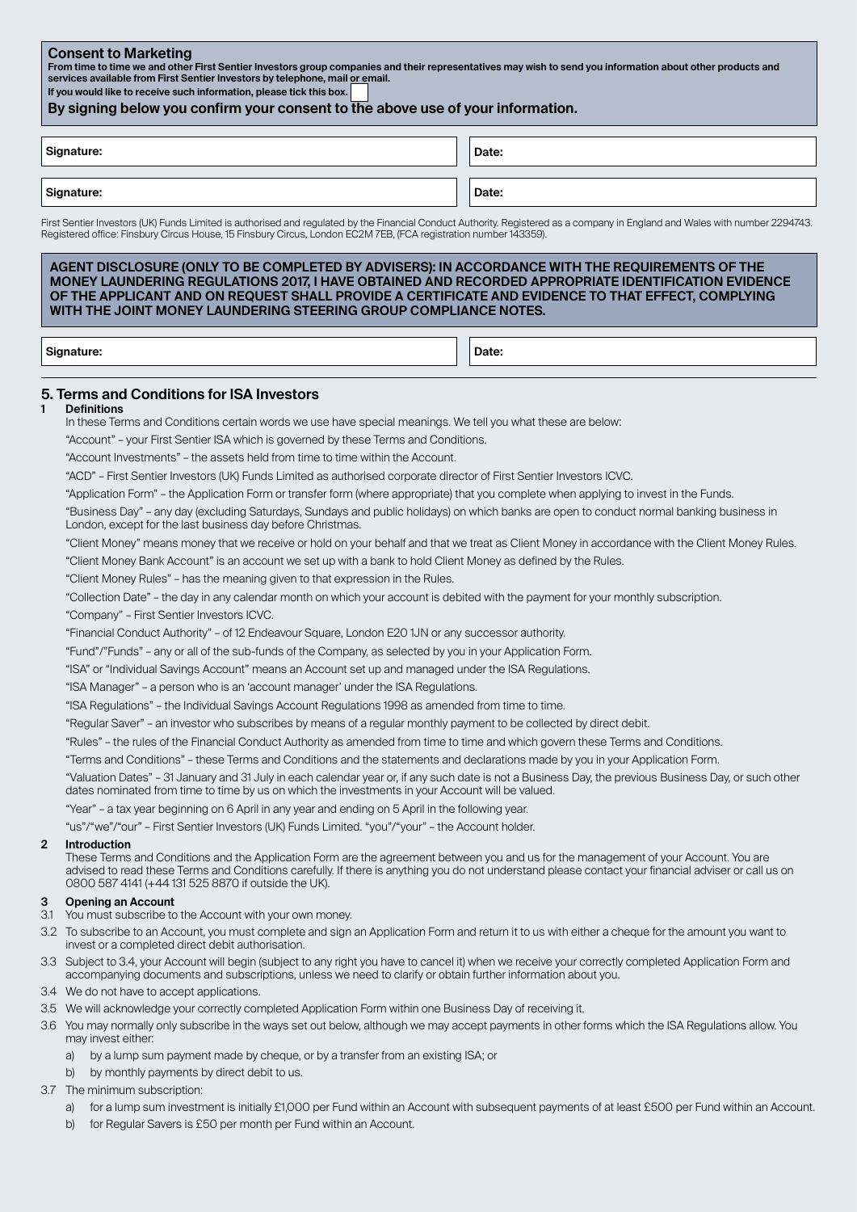## Consent to Marketing

**From time to time we and other First Sentier Investors group companies and their representatives may wish to send you information about other products and services available from First Sentier Investors by telephone, mail or email.**

**If you would like to receive such information, please tick this box.** ☐

**By signing below you confirm your consent to the above use of your information.**

| Signature: | Date: |
|---|---|
| Signature: | Date: |

First Sentier Investors (UK) Funds Limited is authorised and regulated by the Financial Conduct Authority. Registered as a company in England and Wales with number 2294743. Registered office: Finsbury Circus House, 15 Finsbury Circus, London EC2M 7EB, (FCA registration number 143359).

**AGENT DISCLOSURE (ONLY TO BE COMPLETED BY ADVISERS): IN ACCORDANCE WITH THE REQUIREMENTS OF THE MONEY LAUNDERING REGULATIONS 2017, I HAVE OBTAINED AND RECORDED APPROPRIATE IDENTIFICATION EVIDENCE OF THE APPLICANT AND ON REQUEST SHALL PROVIDE A CERTIFICATE AND EVIDENCE TO THAT EFFECT, COMPLYING WITH THE JOINT MONEY LAUNDERING STEERING GROUP COMPLIANCE NOTES.**

| Signature: | Date: |
|---|---|

## 5. Terms and Conditions for ISA Investors

**1 Definitions**

In these Terms and Conditions certain words we use have special meanings. We tell you what these are below:

"Account" – your First Sentier ISA which is governed by these Terms and Conditions.

"Account Investments" – the assets held from time to time within the Account.

"ACD" – First Sentier Investors (UK) Funds Limited as authorised corporate director of First Sentier Investors ICVC.

"Application Form" – the Application Form or transfer form (where appropriate) that you complete when applying to invest in the Funds.

"Business Day" – any day (excluding Saturdays, Sundays and public holidays) on which banks are open to conduct normal banking business in London, except for the last business day before Christmas.

"Client Money" means money that we receive or hold on your behalf and that we treat as Client Money in accordance with the Client Money Rules.

"Client Money Bank Account" is an account we set up with a bank to hold Client Money as defined by the Rules.

"Client Money Rules" – has the meaning given to that expression in the Rules.

"Collection Date" – the day in any calendar month on which your account is debited with the payment for your monthly subscription.

"Company" – First Sentier Investors ICVC.

"Financial Conduct Authority" – of 12 Endeavour Square, London E20 1JN or any successor authority.

"Fund"/"Funds" – any or all of the sub-funds of the Company, as selected by you in your Application Form.

"ISA" or "Individual Savings Account" means an Account set up and managed under the ISA Regulations.

"ISA Manager" – a person who is an 'account manager' under the ISA Regulations.

"ISA Regulations" – the Individual Savings Account Regulations 1998 as amended from time to time.

"Regular Saver" – an investor who subscribes by means of a regular monthly payment to be collected by direct debit.

"Rules" – the rules of the Financial Conduct Authority as amended from time to time and which govern these Terms and Conditions.

"Terms and Conditions" – these Terms and Conditions and the statements and declarations made by you in your Application Form.

"Valuation Dates" – 31 January and 31 July in each calendar year or, if any such date is not a Business Day, the previous Business Day, or such other dates nominated from time to time by us on which the investments in your Account will be valued.

"Year" – a tax year beginning on 6 April in any year and ending on 5 April in the following year.

"us"/"we"/"our" – First Sentier Investors (UK) Funds Limited. "you"/"your" – the Account holder.

**2 Introduction**

These Terms and Conditions and the Application Form are the agreement between you and us for the management of your Account. You are advised to read these Terms and Conditions carefully. If there is anything you do not understand please contact your financial adviser or call us on 0800 587 4141 (+44 131 525 8870 if outside the UK).

**3 Opening an Account**

3.1 You must subscribe to the Account with your own money.

3.2 To subscribe to an Account, you must complete and sign an Application Form and return it to us with either a cheque for the amount you want to invest or a completed direct debit authorisation.

3.3 Subject to 3.4, your Account will begin (subject to any right you have to cancel it) when we receive your correctly completed Application Form and accompanying documents and subscriptions, unless we need to clarify or obtain further information about you.

3.4 We do not have to accept applications.

3.5 We will acknowledge your correctly completed Application Form within one Business Day of receiving it.

3.6 You may normally only subscribe in the ways set out below, although we may accept payments in other forms which the ISA Regulations allow. You may invest either:

a) by a lump sum payment made by cheque, or by a transfer from an existing ISA; or

b) by monthly payments by direct debit to us.

3.7 The minimum subscription:

a) for a lump sum investment is initially £1,000 per Fund within an Account with subsequent payments of at least £500 per Fund within an Account.

b) for Regular Savers is £50 per month per Fund within an Account.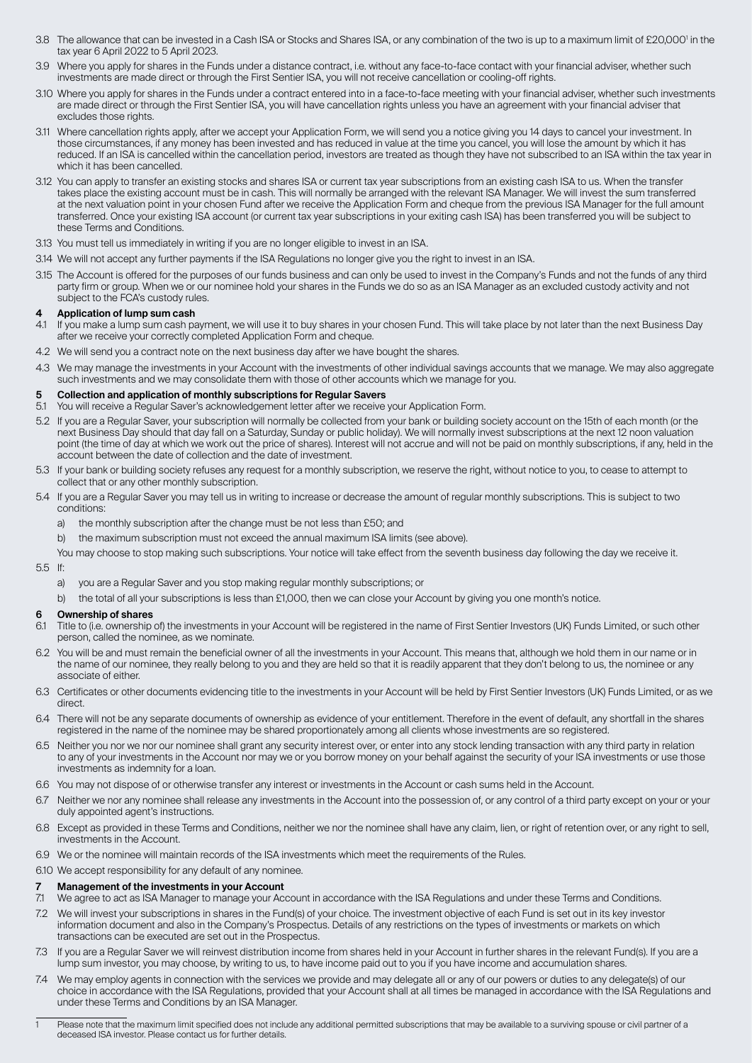3.8 The allowance that can be invested in a Cash ISA or Stocks and Shares ISA, or any combination of the two is up to a maximum limit of £20,000[1] in the tax year 6 April 2022 to 5 April 2023.

3.9 Where you apply for shares in the Funds under a distance contract, i.e. without any face-to-face contact with your financial adviser, whether such investments are made direct or through the First Sentier ISA, you will not receive cancellation or cooling-off rights.

3.10 Where you apply for shares in the Funds under a contract entered into in a face-to-face meeting with your financial adviser, whether such investments are made direct or through the First Sentier ISA, you will have cancellation rights unless you have an agreement with your financial adviser that excludes those rights.

3.11 Where cancellation rights apply, after we accept your Application Form, we will send you a notice giving you 14 days to cancel your investment. In those circumstances, if any money has been invested and has reduced in value at the time you cancel, you will lose the amount by which it has reduced. If an ISA is cancelled within the cancellation period, investors are treated as though they have not subscribed to an ISA within the tax year in which it has been cancelled.

3.12 You can apply to transfer an existing stocks and shares ISA or current tax year subscriptions from an existing cash ISA to us. When the transfer takes place the existing account must be in cash. This will normally be arranged with the relevant ISA Manager. We will invest the sum transferred at the next valuation point in your chosen Fund after we receive the Application Form and cheque from the previous ISA Manager for the full amount transferred. Once your existing ISA account (or current tax year subscriptions in your exiting cash ISA) has been transferred you will be subject to these Terms and Conditions.

3.13 You must tell us immediately in writing if you are no longer eligible to invest in an ISA.

3.14 We will not accept any further payments if the ISA Regulations no longer give you the right to invest in an ISA.

3.15 The Account is offered for the purposes of our funds business and can only be used to invest in the Company's Funds and not the funds of any third party firm or group. When we or our nominee hold your shares in the Funds we do so as an ISA Manager as an excluded custody activity and not subject to the FCA's custody rules.

## 4 Application of lump sum cash

4.1 If you make a lump sum cash payment, we will use it to buy shares in your chosen Fund. This will take place by not later than the next Business Day after we receive your correctly completed Application Form and cheque.

4.2 We will send you a contract note on the next business day after we have bought the shares.

4.3 We may manage the investments in your Account with the investments of other individual savings accounts that we manage. We may also aggregate such investments and we may consolidate them with those of other accounts which we manage for you.

## 5 Collection and application of monthly subscriptions for Regular Savers

5.1 You will receive a Regular Saver's acknowledgement letter after we receive your Application Form.

5.2 If you are a Regular Saver, your subscription will normally be collected from your bank or building society account on the 15th of each month (or the next Business Day should that day fall on a Saturday, Sunday or public holiday). We will normally invest subscriptions at the next 12 noon valuation point (the time of day at which we work out the price of shares). Interest will not accrue and will not be paid on monthly subscriptions, if any, held in the account between the date of collection and the date of investment.

5.3 If your bank or building society refuses any request for a monthly subscription, we reserve the right, without notice to you, to cease to attempt to collect that or any other monthly subscription.

5.4 If you are a Regular Saver you may tell us in writing to increase or decrease the amount of regular monthly subscriptions. This is subject to two conditions:

a) the monthly subscription after the change must be not less than £50; and

b) the maximum subscription must not exceed the annual maximum ISA limits (see above).

You may choose to stop making such subscriptions. Your notice will take effect from the seventh business day following the day we receive it.

5.5 If:

a) you are a Regular Saver and you stop making regular monthly subscriptions; or

b) the total of all your subscriptions is less than £1,000, then we can close your Account by giving you one month's notice.

## 6 Ownership of shares

6.1 Title to (i.e. ownership of) the investments in your Account will be registered in the name of First Sentier Investors (UK) Funds Limited, or such other person, called the nominee, as we nominate.

6.2 You will be and must remain the beneficial owner of all the investments in your Account. This means that, although we hold them in our name or in the name of our nominee, they really belong to you and they are held so that it is readily apparent that they don't belong to us, the nominee or any associate of either.

6.3 Certificates or other documents evidencing title to the investments in your Account will be held by First Sentier Investors (UK) Funds Limited, or as we direct.

6.4 There will not be any separate documents of ownership as evidence of your entitlement. Therefore in the event of default, any shortfall in the shares registered in the name of the nominee may be shared proportionately among all clients whose investments are so registered.

6.5 Neither you nor we nor our nominee shall grant any security interest over, or enter into any stock lending transaction with any third party in relation to any of your investments in the Account nor may we or you borrow money on your behalf against the security of your ISA investments or use those investments as indemnity for a loan.

6.6 You may not dispose of or otherwise transfer any interest or investments in the Account or cash sums held in the Account.

6.7 Neither we nor any nominee shall release any investments in the Account into the possession of, or any control of a third party except on your or your duly appointed agent's instructions.

6.8 Except as provided in these Terms and Conditions, neither we nor the nominee shall have any claim, lien, or right of retention over, or any right to sell, investments in the Account.

6.9 We or the nominee will maintain records of the ISA investments which meet the requirements of the Rules.

6.10 We accept responsibility for any default of any nominee.

## 7 Management of the investments in your Account

7.1 We agree to act as ISA Manager to manage your Account in accordance with the ISA Regulations and under these Terms and Conditions.

7.2 We will invest your subscriptions in shares in the Fund(s) of your choice. The investment objective of each Fund is set out in its key investor information document and also in the Company's Prospectus. Details of any restrictions on the types of investments or markets on which transactions can be executed are set out in the Prospectus.

7.3 If you are a Regular Saver we will reinvest distribution income from shares held in your Account in further shares in the relevant Fund(s). If you are a lump sum investor, you may choose, by writing to us, to have income paid out to you if you have income and accumulation shares.

7.4 We may employ agents in connection with the services we provide and may delegate all or any of our powers or duties to any delegate(s) of our choice in accordance with the ISA Regulations, provided that your Account shall at all times be managed in accordance with the ISA Regulations and under these Terms and Conditions by an ISA Manager.

---

[1] Please note that the maximum limit specified does not include any additional permitted subscriptions that may be available to a surviving spouse or civil partner of a deceased ISA investor. Please contact us for further details.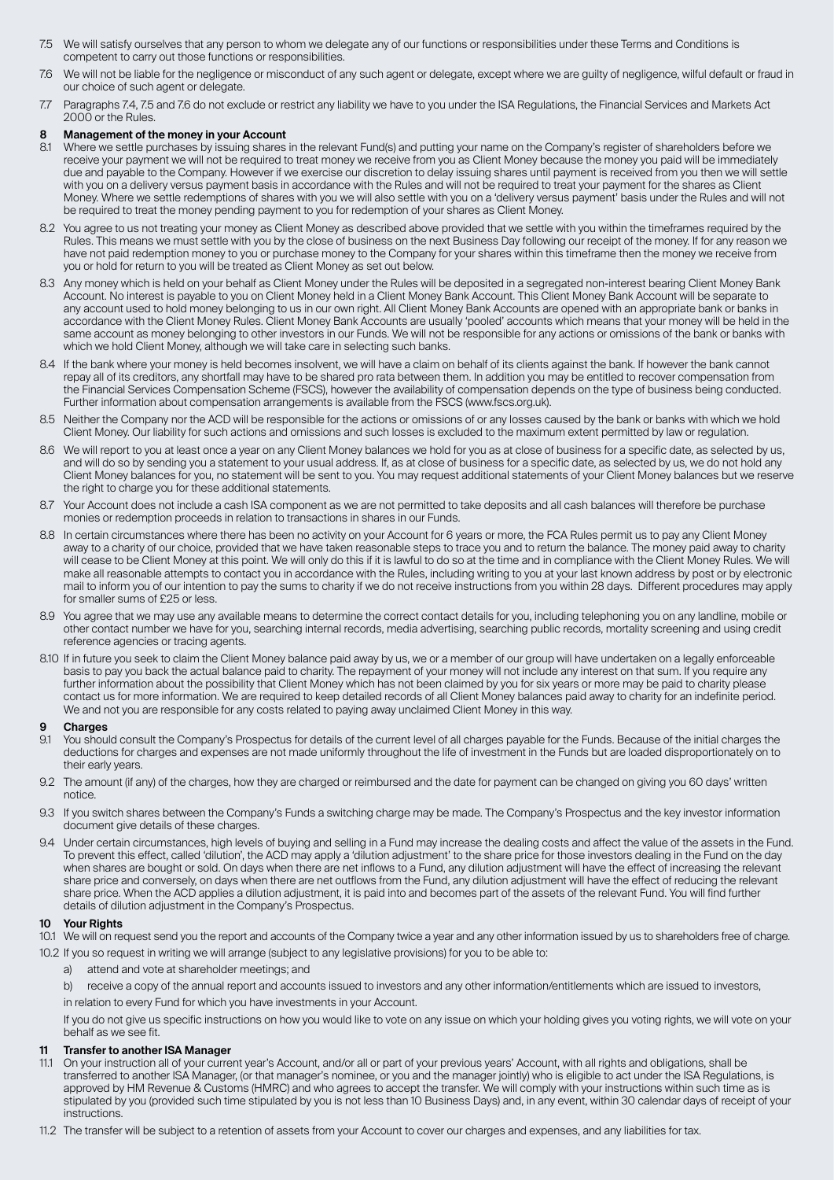7.5 We will satisfy ourselves that any person to whom we delegate any of our functions or responsibilities under these Terms and Conditions is competent to carry out those functions or responsibilities.

7.6 We will not be liable for the negligence or misconduct of any such agent or delegate, except where we are guilty of negligence, wilful default or fraud in our choice of such agent or delegate.

7.7 Paragraphs 7.4, 7.5 and 7.6 do not exclude or restrict any liability we have to you under the ISA Regulations, the Financial Services and Markets Act 2000 or the Rules.

## 8 Management of the money in your Account

8.1 Where we settle purchases by issuing shares in the relevant Fund(s) and putting your name on the Company's register of shareholders before we receive your payment we will not be required to treat money we receive from you as Client Money because the money you paid will be immediately due and payable to the Company. However if we exercise our discretion to delay issuing shares until payment is received from you then we will settle with you on a delivery versus payment basis in accordance with the Rules and will not be required to treat your payment for the shares as Client Money. Where we settle redemptions of shares with you we will also settle with you on a 'delivery versus payment' basis under the Rules and will not be required to treat the money pending payment to you for redemption of your shares as Client Money.

8.2 You agree to us not treating your money as Client Money as described above provided that we settle with you within the timeframes required by the Rules. This means we must settle with you by the close of business on the next Business Day following our receipt of the money. If for any reason we have not paid redemption money to you or purchase money to the Company for your shares within this timeframe then the money we receive from you or hold for return to you will be treated as Client Money as set out below.

8.3 Any money which is held on your behalf as Client Money under the Rules will be deposited in a segregated non-interest bearing Client Money Bank Account. No interest is payable to you on Client Money held in a Client Money Bank Account. This Client Money Bank Account will be separate to any account used to hold money belonging to us in our own right. All Client Money Bank Accounts are opened with an appropriate bank or banks in accordance with the Client Money Rules. Client Money Bank Accounts are usually 'pooled' accounts which means that your money will be held in the same account as money belonging to other investors in our Funds. We will not be responsible for any actions or omissions of the bank or banks with which we hold Client Money, although we will take care in selecting such banks.

8.4 If the bank where your money is held becomes insolvent, we will have a claim on behalf of its clients against the bank. If however the bank cannot repay all of its creditors, any shortfall may have to be shared pro rata between them. In addition you may be entitled to recover compensation from the Financial Services Compensation Scheme (FSCS), however the availability of compensation depends on the type of business being conducted. Further information about compensation arrangements is available from the FSCS (www.fscs.org.uk).

8.5 Neither the Company nor the ACD will be responsible for the actions or omissions of or any losses caused by the bank or banks with which we hold Client Money. Our liability for such actions and omissions and such losses is excluded to the maximum extent permitted by law or regulation.

8.6 We will report to you at least once a year on any Client Money balances we hold for you as at close of business for a specific date, as selected by us, and will do so by sending you a statement to your usual address. If, as at close of business for a specific date, as selected by us, we do not hold any Client Money balances for you, no statement will be sent to you. You may request additional statements of your Client Money balances but we reserve the right to charge you for these additional statements.

8.7 Your Account does not include a cash ISA component as we are not permitted to take deposits and all cash balances will therefore be purchase monies or redemption proceeds in relation to transactions in shares in our Funds.

8.8 In certain circumstances where there has been no activity on your Account for 6 years or more, the FCA Rules permit us to pay any Client Money away to a charity of our choice, provided that we have taken reasonable steps to trace you and to return the balance. The money paid away to charity will cease to be Client Money at this point. We will only do this if it is lawful to do so at the time and in compliance with the Client Money Rules. We will make all reasonable attempts to contact you in accordance with the Rules, including writing to you at your last known address by post or by electronic mail to inform you of our intention to pay the sums to charity if we do not receive instructions from you within 28 days. Different procedures may apply for smaller sums of £25 or less.

8.9 You agree that we may use any available means to determine the correct contact details for you, including telephoning you on any landline, mobile or other contact number we have for you, searching internal records, media advertising, searching public records, mortality screening and using credit reference agencies or tracing agents.

8.10 If in future you seek to claim the Client Money balance paid away by us, we or a member of our group will have undertaken on a legally enforceable basis to pay you back the actual balance paid to charity. The repayment of your money will not include any interest on that sum. If you require any further information about the possibility that Client Money which has not been claimed by you for six years or more may be paid to charity please contact us for more information. We are required to keep detailed records of all Client Money balances paid away to charity for an indefinite period. We and not you are responsible for any costs related to paying away unclaimed Client Money in this way.

## 9 Charges

9.1 You should consult the Company's Prospectus for details of the current level of all charges payable for the Funds. Because of the initial charges the deductions for charges and expenses are not made uniformly throughout the life of investment in the Funds but are loaded disproportionately on to their early years.

9.2 The amount (if any) of the charges, how they are charged or reimbursed and the date for payment can be changed on giving you 60 days' written notice.

9.3 If you switch shares between the Company's Funds a switching charge may be made. The Company's Prospectus and the key investor information document give details of these charges.

9.4 Under certain circumstances, high levels of buying and selling in a Fund may increase the dealing costs and affect the value of the assets in the Fund. To prevent this effect, called 'dilution', the ACD may apply a 'dilution adjustment' to the share price for those investors dealing in the Fund on the day when shares are bought or sold. On days when there are net inflows to a Fund, any dilution adjustment will have the effect of increasing the relevant share price and conversely, on days when there are net outflows from the Fund, any dilution adjustment will have the effect of reducing the relevant share price. When the ACD applies a dilution adjustment, it is paid into and becomes part of the assets of the relevant Fund. You will find further details of dilution adjustment in the Company's Prospectus.

## 10 Your Rights

10.1 We will on request send you the report and accounts of the Company twice a year and any other information issued by us to shareholders free of charge.

10.2 If you so request in writing we will arrange (subject to any legislative provisions) for you to be able to:

a) attend and vote at shareholder meetings; and

b) receive a copy of the annual report and accounts issued to investors and any other information/entitlements which are issued to investors,

in relation to every Fund for which you have investments in your Account.

If you do not give us specific instructions on how you would like to vote on any issue on which your holding gives you voting rights, we will vote on your behalf as we see fit.

## 11 Transfer to another ISA Manager

11.1 On your instruction all of your current year's Account, and/or all or part of your previous years' Account, with all rights and obligations, shall be transferred to another ISA Manager, (or that manager's nominee, or you and the manager jointly) who is eligible to act under the ISA Regulations, is approved by HM Revenue & Customs (HMRC) and who agrees to accept the transfer. We will comply with your instructions within such time as is stipulated by you (provided such time stipulated by you is not less than 10 Business Days) and, in any event, within 30 calendar days of receipt of your instructions.

11.2 The transfer will be subject to a retention of assets from your Account to cover our charges and expenses, and any liabilities for tax.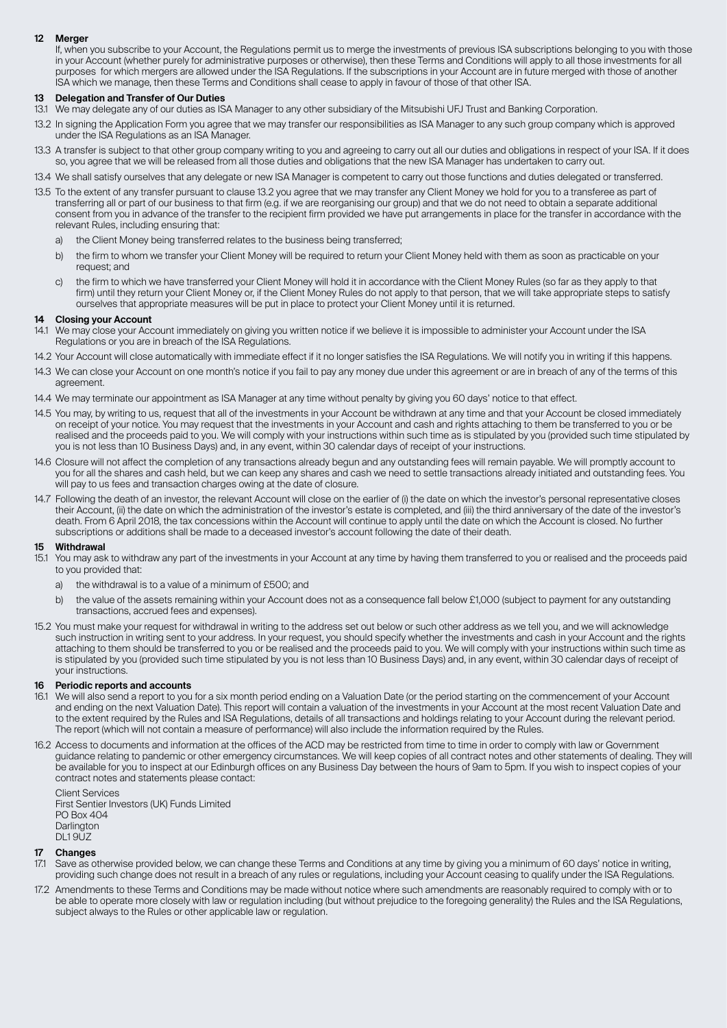## 12 Merger

If, when you subscribe to your Account, the Regulations permit us to merge the investments of previous ISA subscriptions belonging to you with those in your Account (whether purely for administrative purposes or otherwise), then these Terms and Conditions will apply to all those investments for all purposes for which mergers are allowed under the ISA Regulations. If the subscriptions in your Account are in future merged with those of another ISA which we manage, then these Terms and Conditions shall cease to apply in favour of those of that other ISA.

## 13 Delegation and Transfer of Our Duties

13.1 We may delegate any of our duties as ISA Manager to any other subsidiary of the Mitsubishi UFJ Trust and Banking Corporation.

13.2 In signing the Application Form you agree that we may transfer our responsibilities as ISA Manager to any such group company which is approved under the ISA Regulations as an ISA Manager.

13.3 A transfer is subject to that other group company writing to you and agreeing to carry out all our duties and obligations in respect of your ISA. If it does so, you agree that we will be released from all those duties and obligations that the new ISA Manager has undertaken to carry out.

13.4 We shall satisfy ourselves that any delegate or new ISA Manager is competent to carry out those functions and duties delegated or transferred.

13.5 To the extent of any transfer pursuant to clause 13.2 you agree that we may transfer any Client Money we hold for you to a transferee as part of transferring all or part of our business to that firm (e.g. if we are reorganising our group) and that we do not need to obtain a separate additional consent from you in advance of the transfer to the recipient firm provided we have put arrangements in place for the transfer in accordance with the relevant Rules, including ensuring that:

a) the Client Money being transferred relates to the business being transferred;

b) the firm to whom we transfer your Client Money will be required to return your Client Money held with them as soon as practicable on your request; and

c) the firm to which we have transferred your Client Money will hold it in accordance with the Client Money Rules (so far as they apply to that firm) until they return your Client Money or, if the Client Money Rules do not apply to that person, that we will take appropriate steps to satisfy ourselves that appropriate measures will be put in place to protect your Client Money until it is returned.

## 14 Closing your Account

14.1 We may close your Account immediately on giving you written notice if we believe it is impossible to administer your Account under the ISA Regulations or you are in breach of the ISA Regulations.

14.2 Your Account will close automatically with immediate effect if it no longer satisfies the ISA Regulations. We will notify you in writing if this happens.

14.3 We can close your Account on one month's notice if you fail to pay any money due under this agreement or are in breach of any of the terms of this agreement.

14.4 We may terminate our appointment as ISA Manager at any time without penalty by giving you 60 days' notice to that effect.

14.5 You may, by writing to us, request that all of the investments in your Account be withdrawn at any time and that your Account be closed immediately on receipt of your notice. You may request that the investments in your Account and cash and rights attaching to them be transferred to you or be realised and the proceeds paid to you. We will comply with your instructions within such time as is stipulated by you (provided such time stipulated by you is not less than 10 Business Days) and, in any event, within 30 calendar days of receipt of your instructions.

14.6 Closure will not affect the completion of any transactions already begun and any outstanding fees will remain payable. We will promptly account to you for all the shares and cash held, but we can keep any shares and cash we need to settle transactions already initiated and outstanding fees. You will pay to us fees and transaction charges owing at the date of closure.

14.7 Following the death of an investor, the relevant Account will close on the earlier of (i) the date on which the investor's personal representative closes their Account, (ii) the date on which the administration of the investor's estate is completed, and (iii) the third anniversary of the date of the investor's death. From 6 April 2018, the tax concessions within the Account will continue to apply until the date on which the Account is closed. No further subscriptions or additions shall be made to a deceased investor's account following the date of their death.

## 15 Withdrawal

15.1 You may ask to withdraw any part of the investments in your Account at any time by having them transferred to you or realised and the proceeds paid to you provided that:

a) the withdrawal is to a value of a minimum of £500; and

b) the value of the assets remaining within your Account does not as a consequence fall below £1,000 (subject to payment for any outstanding transactions, accrued fees and expenses).

15.2 You must make your request for withdrawal in writing to the address set out below or such other address as we tell you, and we will acknowledge such instruction in writing sent to your address. In your request, you should specify whether the investments and cash in your Account and the rights attaching to them should be transferred to you or be realised and the proceeds paid to you. We will comply with your instructions within such time as is stipulated by you (provided such time stipulated by you is not less than 10 Business Days) and, in any event, within 30 calendar days of receipt of your instructions.

## 16 Periodic reports and accounts

16.1 We will also send a report to you for a six month period ending on a Valuation Date (or the period starting on the commencement of your Account and ending on the next Valuation Date). This report will contain a valuation of the investments in your Account at the most recent Valuation Date and to the extent required by the Rules and ISA Regulations, details of all transactions and holdings relating to your Account during the relevant period. The report (which will not contain a measure of performance) will also include the information required by the Rules.

16.2 Access to documents and information at the offices of the ACD may be restricted from time to time in order to comply with law or Government guidance relating to pandemic or other emergency circumstances. We will keep copies of all contract notes and other statements of dealing. They will be available for you to inspect at our Edinburgh offices on any Business Day between the hours of 9am to 5pm. If you wish to inspect copies of your contract notes and statements please contact:

Client Services
First Sentier Investors (UK) Funds Limited
PO Box 404
Darlington
DL1 9UZ

## 17 Changes

17.1 Save as otherwise provided below, we can change these Terms and Conditions at any time by giving you a minimum of 60 days' notice in writing, providing such change does not result in a breach of any rules or regulations, including your Account ceasing to qualify under the ISA Regulations.

17.2 Amendments to these Terms and Conditions may be made without notice where such amendments are reasonably required to comply with or to be able to operate more closely with law or regulation including (but without prejudice to the foregoing generality) the Rules and the ISA Regulations, subject always to the Rules or other applicable law or regulation.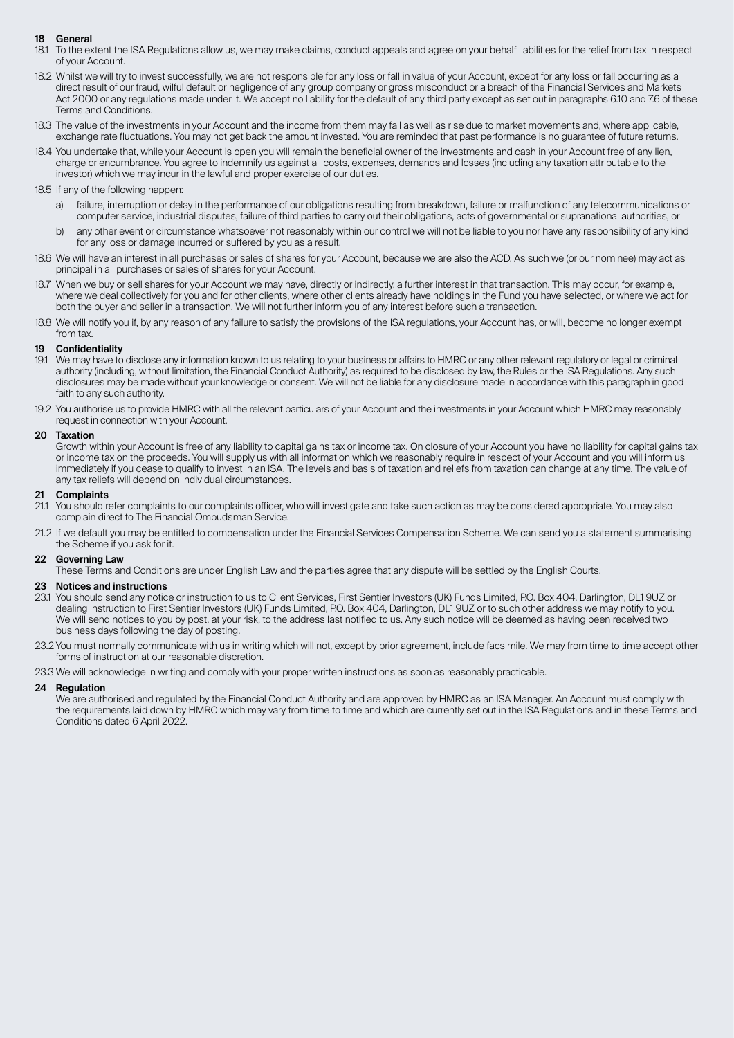## 18 General

18.1 To the extent the ISA Regulations allow us, we may make claims, conduct appeals and agree on your behalf liabilities for the relief from tax in respect of your Account.

18.2 Whilst we will try to invest successfully, we are not responsible for any loss or fall in value of your Account, except for any loss or fall occurring as a direct result of our fraud, wilful default or negligence of any group company or gross misconduct or a breach of the Financial Services and Markets Act 2000 or any regulations made under it. We accept no liability for the default of any third party except as set out in paragraphs 6.10 and 7.6 of these Terms and Conditions.

18.3 The value of the investments in your Account and the income from them may fall as well as rise due to market movements and, where applicable, exchange rate fluctuations. You may not get back the amount invested. You are reminded that past performance is no guarantee of future returns.

18.4 You undertake that, while your Account is open you will remain the beneficial owner of the investments and cash in your Account free of any lien, charge or encumbrance. You agree to indemnify us against all costs, expenses, demands and losses (including any taxation attributable to the investor) which we may incur in the lawful and proper exercise of our duties.

18.5 If any of the following happen:

a) failure, interruption or delay in the performance of our obligations resulting from breakdown, failure or malfunction of any telecommunications or computer service, industrial disputes, failure of third parties to carry out their obligations, acts of governmental or supranational authorities, or

b) any other event or circumstance whatsoever not reasonably within our control we will not be liable to you nor have any responsibility of any kind for any loss or damage incurred or suffered by you as a result.

18.6 We will have an interest in all purchases or sales of shares for your Account, because we are also the ACD. As such we (or our nominee) may act as principal in all purchases or sales of shares for your Account.

18.7 When we buy or sell shares for your Account we may have, directly or indirectly, a further interest in that transaction. This may occur, for example, where we deal collectively for you and for other clients, where other clients already have holdings in the Fund you have selected, or where we act for both the buyer and seller in a transaction. We will not further inform you of any interest before such a transaction.

18.8 We will notify you if, by any reason of any failure to satisfy the provisions of the ISA regulations, your Account has, or will, become no longer exempt from tax.

## 19 Confidentiality

19.1 We may have to disclose any information known to us relating to your business or affairs to HMRC or any other relevant regulatory or legal or criminal authority (including, without limitation, the Financial Conduct Authority) as required to be disclosed by law, the Rules or the ISA Regulations. Any such disclosures may be made without your knowledge or consent. We will not be liable for any disclosure made in accordance with this paragraph in good faith to any such authority.

19.2 You authorise us to provide HMRC with all the relevant particulars of your Account and the investments in your Account which HMRC may reasonably request in connection with your Account.

## 20 Taxation

Growth within your Account is free of any liability to capital gains tax or income tax. On closure of your Account you have no liability for capital gains tax or income tax on the proceeds. You will supply us with all information which we reasonably require in respect of your Account and you will inform us immediately if you cease to qualify to invest in an ISA. The levels and basis of taxation and reliefs from taxation can change at any time. The value of any tax reliefs will depend on individual circumstances.

## 21 Complaints

21.1 You should refer complaints to our complaints officer, who will investigate and take such action as may be considered appropriate. You may also complain direct to The Financial Ombudsman Service.

21.2 If we default you may be entitled to compensation under the Financial Services Compensation Scheme. We can send you a statement summarising the Scheme if you ask for it.

## 22 Governing Law

These Terms and Conditions are under English Law and the parties agree that any dispute will be settled by the English Courts.

## 23 Notices and instructions

23.1 You should send any notice or instruction to us to Client Services, First Sentier Investors (UK) Funds Limited, P.O. Box 404, Darlington, DL1 9UZ or dealing instruction to First Sentier Investors (UK) Funds Limited, P.O. Box 404, Darlington, DL1 9UZ or to such other address we may notify to you. We will send notices to you by post, at your risk, to the address last notified to us. Any such notice will be deemed as having been received two business days following the day of posting.

23.2 You must normally communicate with us in writing which will not, except by prior agreement, include facsimile. We may from time to time accept other forms of instruction at our reasonable discretion.

23.3 We will acknowledge in writing and comply with your proper written instructions as soon as reasonably practicable.

## 24 Regulation

We are authorised and regulated by the Financial Conduct Authority and are approved by HMRC as an ISA Manager. An Account must comply with the requirements laid down by HMRC which may vary from time to time and which are currently set out in the ISA Regulations and in these Terms and Conditions dated 6 April 2022.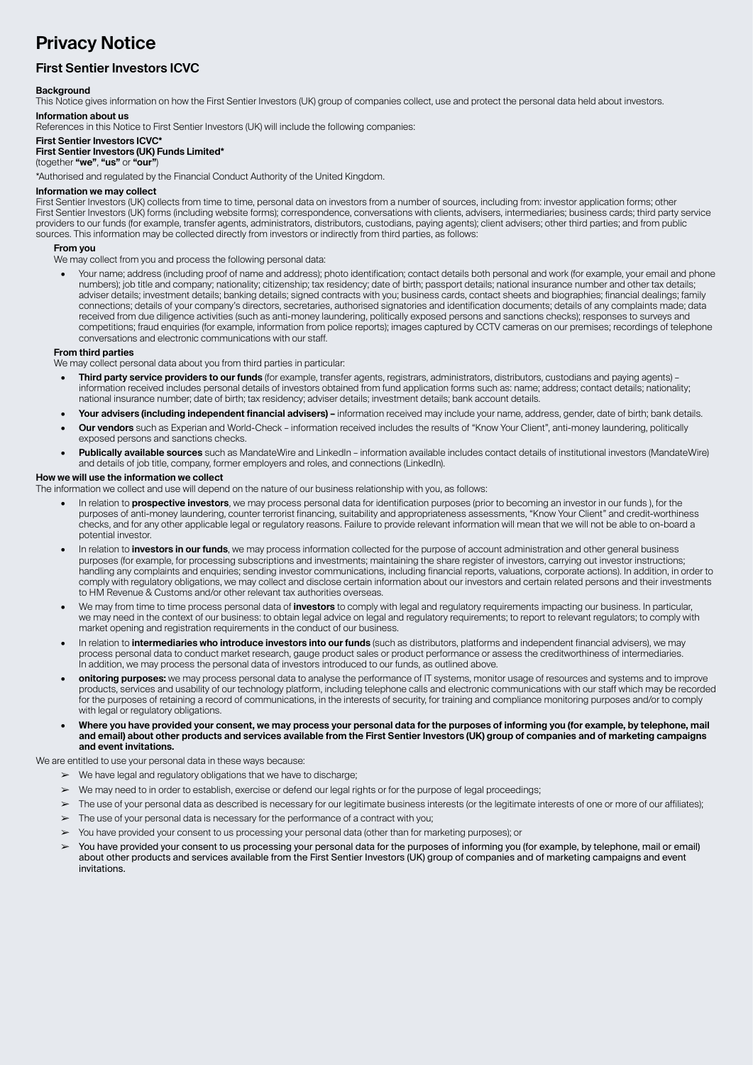# Privacy Notice

## First Sentier Investors ICVC

**Background**

This Notice gives information on how the First Sentier Investors (UK) group of companies collect, use and protect the personal data held about investors.

**Information about us**

References in this Notice to First Sentier Investors (UK) will include the following companies:

**First Sentier Investors ICVC***
**First Sentier Investors (UK) Funds Limited***
(together **"we"**, **"us"** or **"our"**)

*Authorised and regulated by the Financial Conduct Authority of the United Kingdom.

**Information we may collect**

First Sentier Investors (UK) collects from time to time, personal data on investors from a number of sources, including from: investor application forms; other First Sentier Investors (UK) forms (including website forms); correspondence, conversations with clients, advisers, intermediaries; business cards; third party service providers to our funds (for example, transfer agents, administrators, distributors, custodians, paying agents); client advisers; other third parties; and from public sources. This information may be collected directly from investors or indirectly from third parties, as follows:

**From you**

We may collect from you and process the following personal data:

- Your name; address (including proof of name and address); photo identification; contact details both personal and work (for example, your email and phone numbers); job title and company; nationality; citizenship; tax residency; date of birth; passport details; national insurance number and other tax details; adviser details; investment details; banking details; signed contracts with you; business cards, contact sheets and biographies; financial dealings; family connections; details of your company's directors, secretaries, authorised signatories and identification documents; details of any complaints made; data received from due diligence activities (such as anti-money laundering, politically exposed persons and sanctions checks); responses to surveys and competitions; fraud enquiries (for example, information from police reports); images captured by CCTV cameras on our premises; recordings of telephone conversations and electronic communications with our staff.

**From third parties**

We may collect personal data about you from third parties in particular:

- **Third party service providers to our funds** (for example, transfer agents, registrars, administrators, distributors, custodians and paying agents) – information received includes personal details of investors obtained from fund application forms such as: name; address; contact details; nationality; national insurance number; date of birth; tax residency; adviser details; investment details; bank account details.
- **Your advisers (including independent financial advisers) –** information received may include your name, address, gender, date of birth; bank details.
- **Our vendors** such as Experian and World-Check – information received includes the results of "Know Your Client", anti-money laundering, politically exposed persons and sanctions checks.
- **Publically available sources** such as MandateWire and LinkedIn – information available includes contact details of institutional investors (MandateWire) and details of job title, company, former employers and roles, and connections (LinkedIn).

**How we will use the information we collect**

The information we collect and use will depend on the nature of our business relationship with you, as follows:

- In relation to **prospective investors**, we may process personal data for identification purposes (prior to becoming an investor in our funds ), for the purposes of anti-money laundering, counter terrorist financing, suitability and appropriateness assessments, "Know Your Client" and credit-worthiness checks, and for any other applicable legal or regulatory reasons. Failure to provide relevant information will mean that we will not be able to on-board a potential investor.
- In relation to **investors in our funds**, we may process information collected for the purpose of account administration and other general business purposes (for example, for processing subscriptions and investments; maintaining the share register of investors, carrying out investor instructions; handling any complaints and enquiries; sending investor communications, including financial reports, valuations, corporate actions). In addition, in order to comply with regulatory obligations, we may collect and disclose certain information about our investors and certain related persons and their investments to HM Revenue & Customs and/or other relevant tax authorities overseas.
- We may from time to time process personal data of **investors** to comply with legal and regulatory requirements impacting our business. In particular, we may need in the context of our business: to obtain legal advice on legal and regulatory requirements; to report to relevant regulators; to comply with market opening and registration requirements in the conduct of our business.
- In relation to **intermediaries who introduce investors into our funds** (such as distributors, platforms and independent financial advisers), we may process personal data to conduct market research, gauge product sales or product performance or assess the creditworthiness of intermediaries. In addition, we may process the personal data of investors introduced to our funds, as outlined above.
- **onitoring purposes:** we may process personal data to analyse the performance of IT systems, monitor usage of resources and systems and to improve products, services and usability of our technology platform, including telephone calls and electronic communications with our staff which may be recorded for the purposes of retaining a record of communications, in the interests of security, for training and compliance monitoring purposes and/or to comply with legal or regulatory obligations.
- **Where you have provided your consent, we may process your personal data for the purposes of informing you (for example, by telephone, mail and email) about other products and services available from the First Sentier Investors (UK) group of companies and of marketing campaigns and event invitations.**

We are entitled to use your personal data in these ways because:

- We have legal and regulatory obligations that we have to discharge;
- We may need to in order to establish, exercise or defend our legal rights or for the purpose of legal proceedings;
- The use of your personal data as described is necessary for our legitimate business interests (or the legitimate interests of one or more of our affiliates);
- The use of your personal data is necessary for the performance of a contract with you;
- You have provided your consent to us processing your personal data (other than for marketing purposes); or
- You have provided your consent to us processing your personal data for the purposes of informing you (for example, by telephone, mail or email) about other products and services available from the First Sentier Investors (UK) group of companies and of marketing campaigns and event invitations.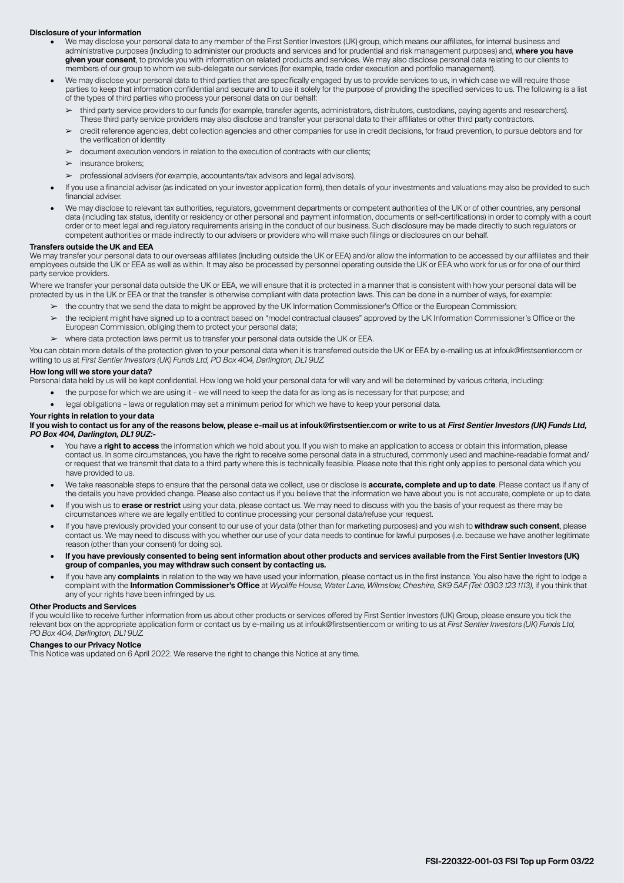**Disclosure of your information**

- We may disclose your personal data to any member of the First Sentier Investors (UK) group, which means our affiliates, for internal business and administrative purposes (including to administer our products and services and for prudential and risk management purposes) and, **where you have given your consent**, to provide you with information on related products and services. We may also disclose personal data relating to our clients to members of our group to whom we sub-delegate our services (for example, trade order execution and portfolio management).
- We may disclose your personal data to third parties that are specifically engaged by us to provide services to us, in which case we will require those parties to keep that information confidential and secure and to use it solely for the purpose of providing the specified services to us. The following is a list of the types of third parties who process your personal data on our behalf:
  - ➢ third party service providers to our funds (for example, transfer agents, administrators, distributors, custodians, paying agents and researchers). These third party service providers may also disclose and transfer your personal data to their affiliates or other third party contractors.
  - ➢ credit reference agencies, debt collection agencies and other companies for use in credit decisions, for fraud prevention, to pursue debtors and for the verification of identity
  - ➢ document execution vendors in relation to the execution of contracts with our clients;
  - ➢ insurance brokers;
  - ➢ professional advisers (for example, accountants/tax advisors and legal advisors).
- If you use a financial adviser (as indicated on your investor application form), then details of your investments and valuations may also be provided to such financial adviser.
- We may disclose to relevant tax authorities, regulators, government departments or competent authorities of the UK or of other countries, any personal data (including tax status, identity or residency or other personal and payment information, documents or self-certifications) in order to comply with a court order or to meet legal and regulatory requirements arising in the conduct of our business. Such disclosure may be made directly to such regulators or competent authorities or made indirectly to our advisers or providers who will make such filings or disclosures on our behalf.

**Transfers outside the UK and EEA**

We may transfer your personal data to our overseas affiliates (including outside the UK or EEA) and/or allow the information to be accessed by our affiliates and their employees outside the UK or EEA as well as within. It may also be processed by personnel operating outside the UK or EEA who work for us or for one of our third party service providers.

Where we transfer your personal data outside the UK or EEA, we will ensure that it is protected in a manner that is consistent with how your personal data will be protected by us in the UK or EEA or that the transfer is otherwise compliant with data protection laws. This can be done in a number of ways, for example:

- ➢ the country that we send the data to might be approved by the UK Information Commissioner's Office or the European Commission;
- ➢ the recipient might have signed up to a contract based on "model contractual clauses" approved by the UK Information Commissioner's Office or the European Commission, obliging them to protect your personal data;
- ➢ where data protection laws permit us to transfer your personal data outside the UK or EEA.

You can obtain more details of the protection given to your personal data when it is transferred outside the UK or EEA by e-mailing us at infouk@firstsentier.com or writing to us at *First Sentier Investors (UK) Funds Ltd, PO Box 404, Darlington, DL1 9UZ.*

**How long will we store your data?**

Personal data held by us will be kept confidential. How long we hold your personal data for will vary and will be determined by various criteria, including:

- the purpose for which we are using it – we will need to keep the data for as long as is necessary for that purpose; and
- legal obligations – laws or regulation may set a minimum period for which we have to keep your personal data.

**Your rights in relation to your data**

**If you wish to contact us for any of the reasons below, please e-mail us at infouk@firstsentier.com or write to us at *First Sentier Investors (UK) Funds Ltd, PO Box 404, Darlington, DL1 9UZ*:-**

- You have a **right to access** the information which we hold about you. If you wish to make an application to access or obtain this information, please contact us. In some circumstances, you have the right to receive some personal data in a structured, commonly used and machine-readable format and/or request that we transmit that data to a third party where this is technically feasible. Please note that this right only applies to personal data which you have provided to us.
- We take reasonable steps to ensure that the personal data we collect, use or disclose is **accurate, complete and up to date**. Please contact us if any of the details you have provided change. Please also contact us if you believe that the information we have about you is not accurate, complete or up to date.
- If you wish us to **erase or restrict** using your data, please contact us. We may need to discuss with you the basis of your request as there may be circumstances where we are legally entitled to continue processing your personal data/refuse your request.
- If you have previously provided your consent to our use of your data (other than for marketing purposes) and you wish to **withdraw such consent**, please contact us. We may need to discuss with you whether our use of your data needs to continue for lawful purposes (i.e. because we have another legitimate reason (other than your consent) for doing so).
- **If you have previously consented to being sent information about other products and services available from the First Sentier Investors (UK) group of companies, you may withdraw such consent by contacting us.**
- If you have any **complaints** in relation to the way we have used your information, please contact us in the first instance. You also have the right to lodge a complaint with the **Information Commissioner's Office** at *Wycliffe House, Water Lane, Wilmslow, Cheshire, SK9 5AF (Tel: 0303 123 1113)*, if you think that any of your rights have been infringed by us.

**Other Products and Services**

If you would like to receive further information from us about other products or services offered by First Sentier Investors (UK) Group, please ensure you tick the relevant box on the appropriate application form or contact us by e-mailing us at infouk@firstsentier.com or writing to us at *First Sentier Investors (UK) Funds Ltd, PO Box 404, Darlington, DL1 9UZ.*

**Changes to our Privacy Notice**

This Notice was updated on 6 April 2022. We reserve the right to change this Notice at any time.

**FSI-220322-001-03 FSI Top up Form 03/22**